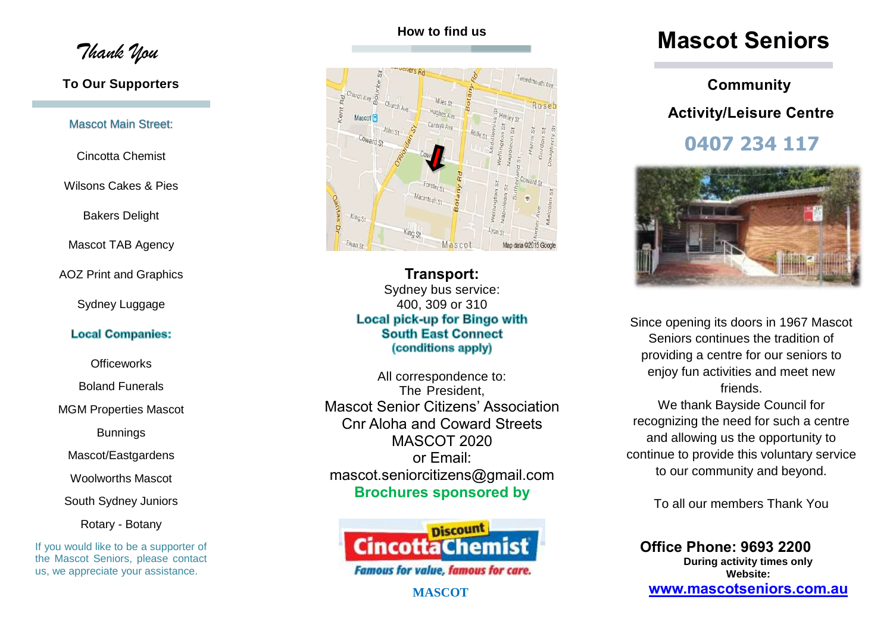*Thank You*

**To Our Supporters**

Mascot Main Street:

Cincotta Chemist

Wilsons Cakes & Pies

Bakers Delight

Mascot TAB Agency

AOZ Print and Graphics

Sydney Luggage

**Local Companies:**

Officeworks

Boland Funerals

MGM Properties Mascot

Bunnings

Mascot/Eastgardens

Woolworths Mascot

South Sydney Juniors

Rotary - Botany

If you would like to be a supporter of the Mascot Seniors, please contact us, we appreciate your assistance.

**How to find us**

**Transport:**
Sydney bus service:
400, 309 or 310
**Local pick-up for Bingo with South East Connect (conditions apply)**

All correspondence to:
The President,
Mascot Senior Citizens' Association
Cnr Aloha and Coward Streets
MASCOT 2020
or Email:
mascot.seniorcitizens@gmail.com
**Brochures sponsored by**

Discount Cincotta Chemist
*Famous for value, famous for care.*

**MASCOT**

# Mascot Seniors

**Community**

**Activity/Leisure Centre**

**0407 234 117**

Since opening its doors in 1967 Mascot Seniors continues the tradition of providing a centre for our seniors to enjoy fun activities and meet new friends.
We thank Bayside Council for recognizing the need for such a centre and allowing us the opportunity to continue to provide this voluntary service to our community and beyond.

To all our members Thank You

**Office Phone: 9693 2200**
**During activity times only**
**Website:**
**www.mascotseniors.com.au**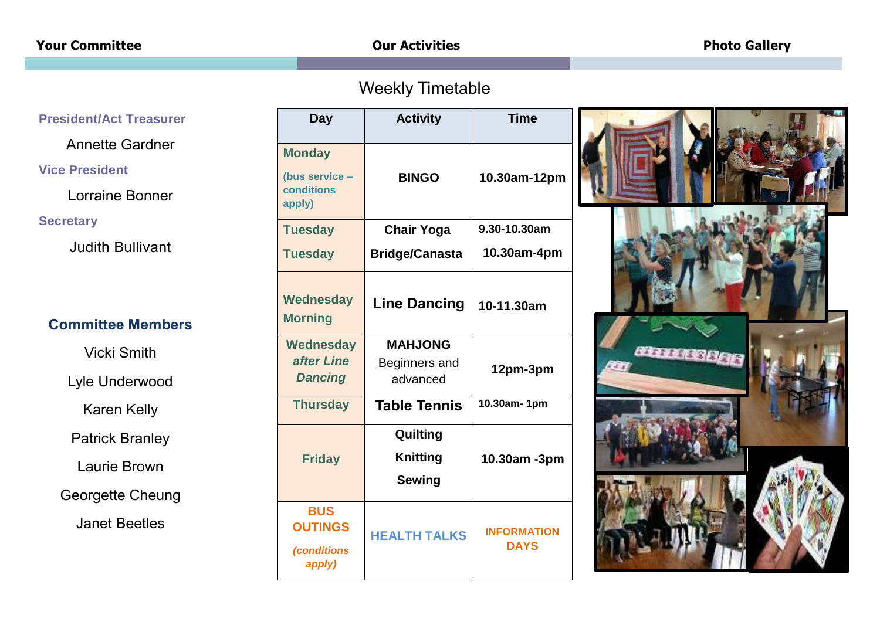**Your Committee** **Our Activities** **Photo Gallery**

## Weekly Timetable

**President/Act Treasurer**

Annette Gardner

**Vice President**

Lorraine Bonner

**Secretary**

Judith Bullivant

**Committee Members**

Vicki Smith

Lyle Underwood

Karen Kelly

Patrick Branley

Laurie Brown

Georgette Cheung

Janet Beetles

| Day | Activity | Time |
|---|---|---|
| **Monday** (bus service – conditions apply) | **BINGO** | **10.30am-12pm** |
| **Tuesday** | **Chair Yoga** | **9.30-10.30am** |
| **Tuesday** | **Bridge/Canasta** | **10.30am-4pm** |
| **Wednesday Morning** | **Line Dancing** | **10-11.30am** |
| **Wednesday** ***after Line Dancing*** | **MAHJONG** Beginners and advanced | **12pm-3pm** |
| **Thursday** | **Table Tennis** | **10.30am- 1pm** |
| **Friday** | **Quilting** **Knitting** **Sewing** | **10.30am -3pm** |
| **BUS OUTINGS** ***(conditions apply)*** | **HEALTH TALKS** | **INFORMATION DAYS** |